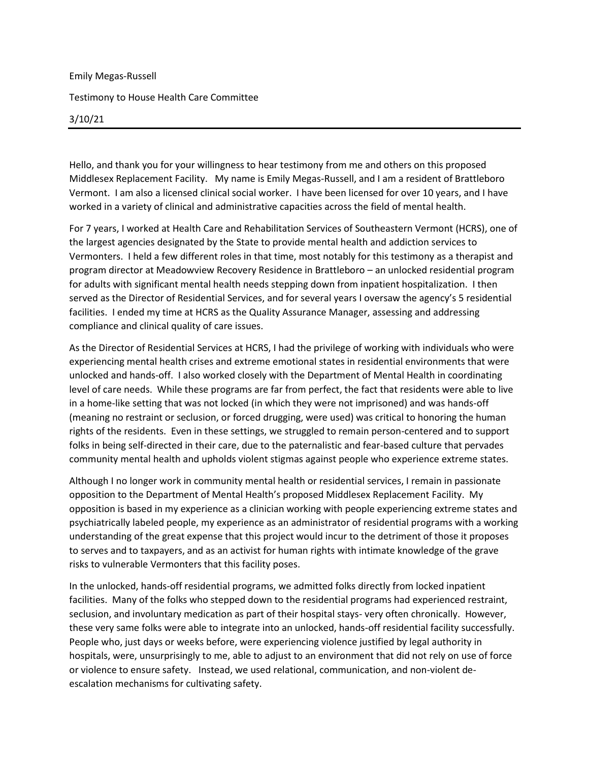Emily Megas-Russell

Testimony to House Health Care Committee

3/10/21

---

Hello, and thank you for your willingness to hear testimony from me and others on this proposed Middlesex Replacement Facility. My name is Emily Megas-Russell, and I am a resident of Brattleboro Vermont. I am also a licensed clinical social worker. I have been licensed for over 10 years, and I have worked in a variety of clinical and administrative capacities across the field of mental health.

For 7 years, I worked at Health Care and Rehabilitation Services of Southeastern Vermont (HCRS), one of the largest agencies designated by the State to provide mental health and addiction services to Vermonters. I held a few different roles in that time, most notably for this testimony as a therapist and program director at Meadowview Recovery Residence in Brattleboro – an unlocked residential program for adults with significant mental health needs stepping down from inpatient hospitalization. I then served as the Director of Residential Services, and for several years I oversaw the agency's 5 residential facilities. I ended my time at HCRS as the Quality Assurance Manager, assessing and addressing compliance and clinical quality of care issues.

As the Director of Residential Services at HCRS, I had the privilege of working with individuals who were experiencing mental health crises and extreme emotional states in residential environments that were unlocked and hands-off. I also worked closely with the Department of Mental Health in coordinating level of care needs. While these programs are far from perfect, the fact that residents were able to live in a home-like setting that was not locked (in which they were not imprisoned) and was hands-off (meaning no restraint or seclusion, or forced drugging, were used) was critical to honoring the human rights of the residents. Even in these settings, we struggled to remain person-centered and to support folks in being self-directed in their care, due to the paternalistic and fear-based culture that pervades community mental health and upholds violent stigmas against people who experience extreme states.

Although I no longer work in community mental health or residential services, I remain in passionate opposition to the Department of Mental Health's proposed Middlesex Replacement Facility. My opposition is based in my experience as a clinician working with people experiencing extreme states and psychiatrically labeled people, my experience as an administrator of residential programs with a working understanding of the great expense that this project would incur to the detriment of those it proposes to serves and to taxpayers, and as an activist for human rights with intimate knowledge of the grave risks to vulnerable Vermonters that this facility poses.

In the unlocked, hands-off residential programs, we admitted folks directly from locked inpatient facilities. Many of the folks who stepped down to the residential programs had experienced restraint, seclusion, and involuntary medication as part of their hospital stays- very often chronically. However, these very same folks were able to integrate into an unlocked, hands-off residential facility successfully. People who, just days or weeks before, were experiencing violence justified by legal authority in hospitals, were, unsurprisingly to me, able to adjust to an environment that did not rely on use of force or violence to ensure safety. Instead, we used relational, communication, and non-violent de-escalation mechanisms for cultivating safety.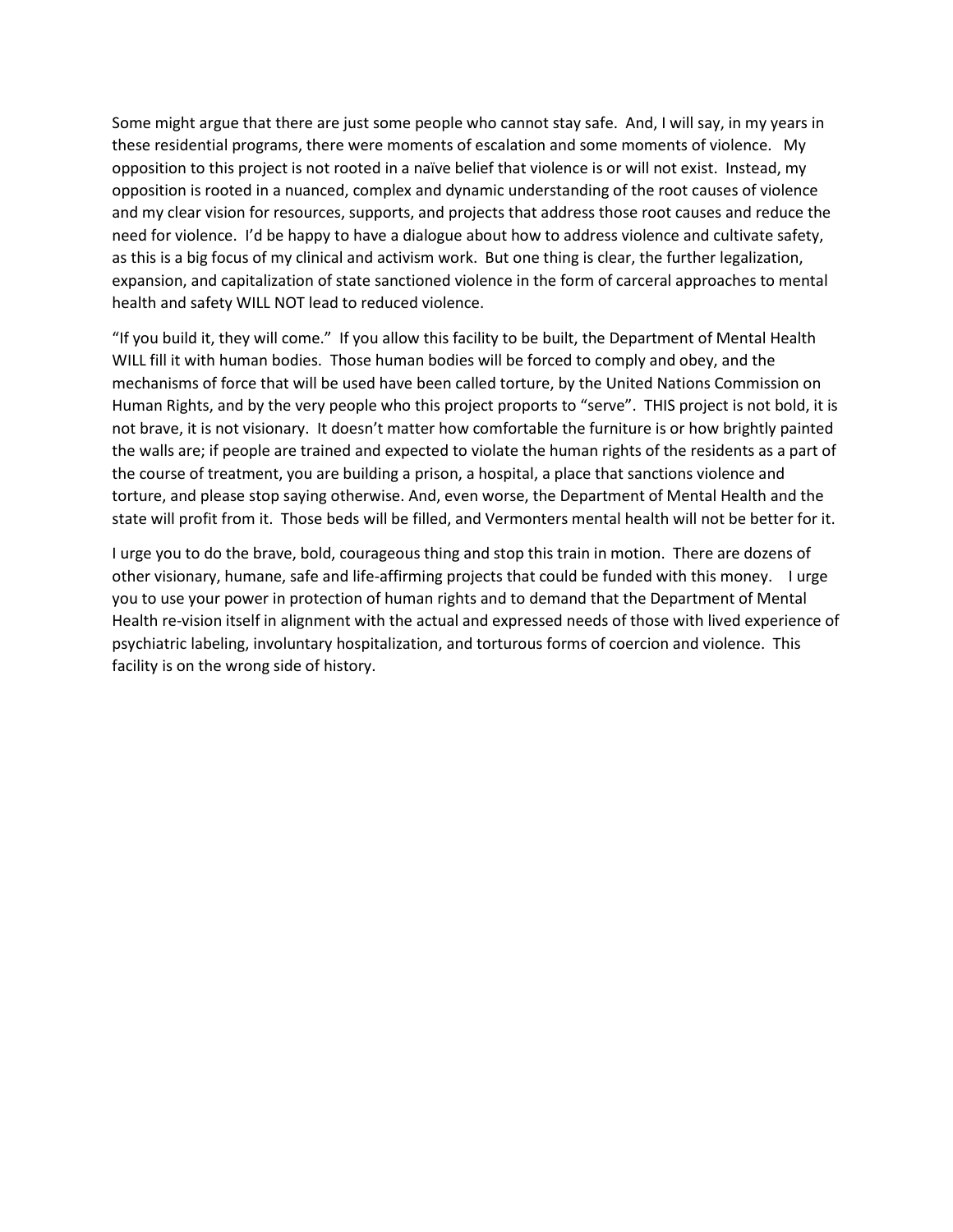Some might argue that there are just some people who cannot stay safe. And, I will say, in my years in these residential programs, there were moments of escalation and some moments of violence. My opposition to this project is not rooted in a naïve belief that violence is or will not exist. Instead, my opposition is rooted in a nuanced, complex and dynamic understanding of the root causes of violence and my clear vision for resources, supports, and projects that address those root causes and reduce the need for violence. I'd be happy to have a dialogue about how to address violence and cultivate safety, as this is a big focus of my clinical and activism work. But one thing is clear, the further legalization, expansion, and capitalization of state sanctioned violence in the form of carceral approaches to mental health and safety WILL NOT lead to reduced violence.

"If you build it, they will come." If you allow this facility to be built, the Department of Mental Health WILL fill it with human bodies. Those human bodies will be forced to comply and obey, and the mechanisms of force that will be used have been called torture, by the United Nations Commission on Human Rights, and by the very people who this project proports to "serve". THIS project is not bold, it is not brave, it is not visionary. It doesn't matter how comfortable the furniture is or how brightly painted the walls are; if people are trained and expected to violate the human rights of the residents as a part of the course of treatment, you are building a prison, a hospital, a place that sanctions violence and torture, and please stop saying otherwise. And, even worse, the Department of Mental Health and the state will profit from it. Those beds will be filled, and Vermonters mental health will not be better for it.

I urge you to do the brave, bold, courageous thing and stop this train in motion. There are dozens of other visionary, humane, safe and life-affirming projects that could be funded with this money. I urge you to use your power in protection of human rights and to demand that the Department of Mental Health re-vision itself in alignment with the actual and expressed needs of those with lived experience of psychiatric labeling, involuntary hospitalization, and torturous forms of coercion and violence. This facility is on the wrong side of history.